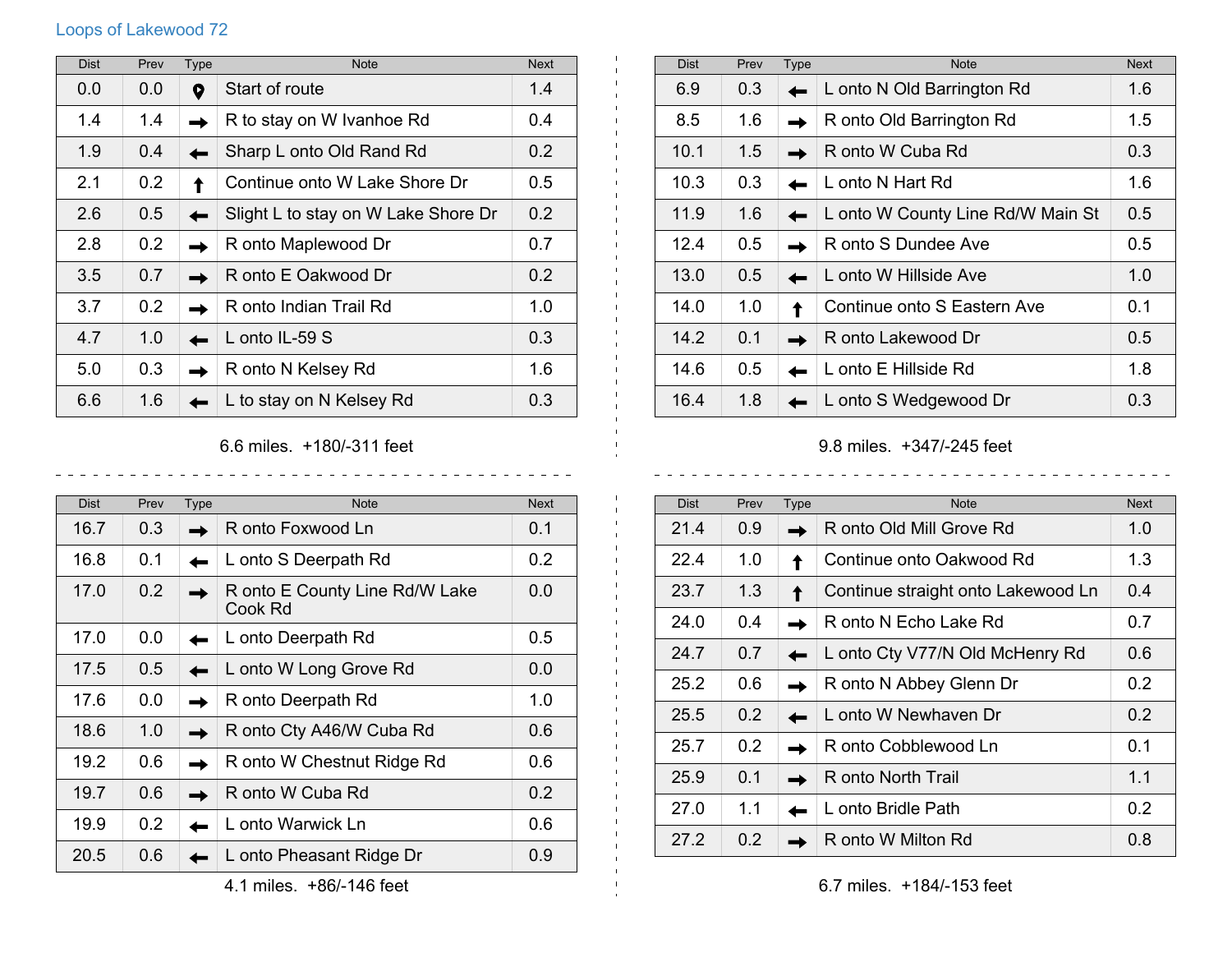## Loops of Lakewood 72

| Dist | Prev | Type | Note | Next |
|---|---|---|---|---|
| 0.0 | 0.0 | Start | Start of route | 1.4 |
| 1.4 | 1.4 | → | R to stay on W Ivanhoe Rd | 0.4 |
| 1.9 | 0.4 | ← | Sharp L onto Old Rand Rd | 0.2 |
| 2.1 | 0.2 | ↑ | Continue onto W Lake Shore Dr | 0.5 |
| 2.6 | 0.5 | ← | Slight L to stay on W Lake Shore Dr | 0.2 |
| 2.8 | 0.2 | → | R onto Maplewood Dr | 0.7 |
| 3.5 | 0.7 | → | R onto E Oakwood Dr | 0.2 |
| 3.7 | 0.2 | → | R onto Indian Trail Rd | 1.0 |
| 4.7 | 1.0 | ← | L onto IL-59 S | 0.3 |
| 5.0 | 0.3 | → | R onto N Kelsey Rd | 1.6 |
| 6.6 | 1.6 | ← | L to stay on N Kelsey Rd | 0.3 |

6.6 miles. +180/-311 feet

| Dist | Prev | Type | Note | Next |
|---|---|---|---|---|
| 6.9 | 0.3 | ← | L onto N Old Barrington Rd | 1.6 |
| 8.5 | 1.6 | → | R onto Old Barrington Rd | 1.5 |
| 10.1 | 1.5 | → | R onto W Cuba Rd | 0.3 |
| 10.3 | 0.3 | ← | L onto N Hart Rd | 1.6 |
| 11.9 | 1.6 | ← | L onto W County Line Rd/W Main St | 0.5 |
| 12.4 | 0.5 | → | R onto S Dundee Ave | 0.5 |
| 13.0 | 0.5 | ← | L onto W Hillside Ave | 1.0 |
| 14.0 | 1.0 | ↑ | Continue onto S Eastern Ave | 0.1 |
| 14.2 | 0.1 | → | R onto Lakewood Dr | 0.5 |
| 14.6 | 0.5 | ← | L onto E Hillside Rd | 1.8 |
| 16.4 | 1.8 | ← | L onto S Wedgewood Dr | 0.3 |

9.8 miles. +347/-245 feet

| Dist | Prev | Type | Note | Next |
|---|---|---|---|---|
| 16.7 | 0.3 | → | R onto Foxwood Ln | 0.1 |
| 16.8 | 0.1 | ← | L onto S Deerpath Rd | 0.2 |
| 17.0 | 0.2 | → | R onto E County Line Rd/W Lake Cook Rd | 0.0 |
| 17.0 | 0.0 | ← | L onto Deerpath Rd | 0.5 |
| 17.5 | 0.5 | ← | L onto W Long Grove Rd | 0.0 |
| 17.6 | 0.0 | → | R onto Deerpath Rd | 1.0 |
| 18.6 | 1.0 | → | R onto Cty A46/W Cuba Rd | 0.6 |
| 19.2 | 0.6 | → | R onto W Chestnut Ridge Rd | 0.6 |
| 19.7 | 0.6 | → | R onto W Cuba Rd | 0.2 |
| 19.9 | 0.2 | ← | L onto Warwick Ln | 0.6 |
| 20.5 | 0.6 | ← | L onto Pheasant Ridge Dr | 0.9 |

4.1 miles. +86/-146 feet

| Dist | Prev | Type | Note | Next |
|---|---|---|---|---|
| 21.4 | 0.9 | → | R onto Old Mill Grove Rd | 1.0 |
| 22.4 | 1.0 | ↑ | Continue onto Oakwood Rd | 1.3 |
| 23.7 | 1.3 | ↑ | Continue straight onto Lakewood Ln | 0.4 |
| 24.0 | 0.4 | → | R onto N Echo Lake Rd | 0.7 |
| 24.7 | 0.7 | ← | L onto Cty V77/N Old McHenry Rd | 0.6 |
| 25.2 | 0.6 | → | R onto N Abbey Glenn Dr | 0.2 |
| 25.5 | 0.2 | ← | L onto W Newhaven Dr | 0.2 |
| 25.7 | 0.2 | → | R onto Cobblewood Ln | 0.1 |
| 25.9 | 0.1 | → | R onto North Trail | 1.1 |
| 27.0 | 1.1 | ← | L onto Bridle Path | 0.2 |
| 27.2 | 0.2 | → | R onto W Milton Rd | 0.8 |

6.7 miles. +184/-153 feet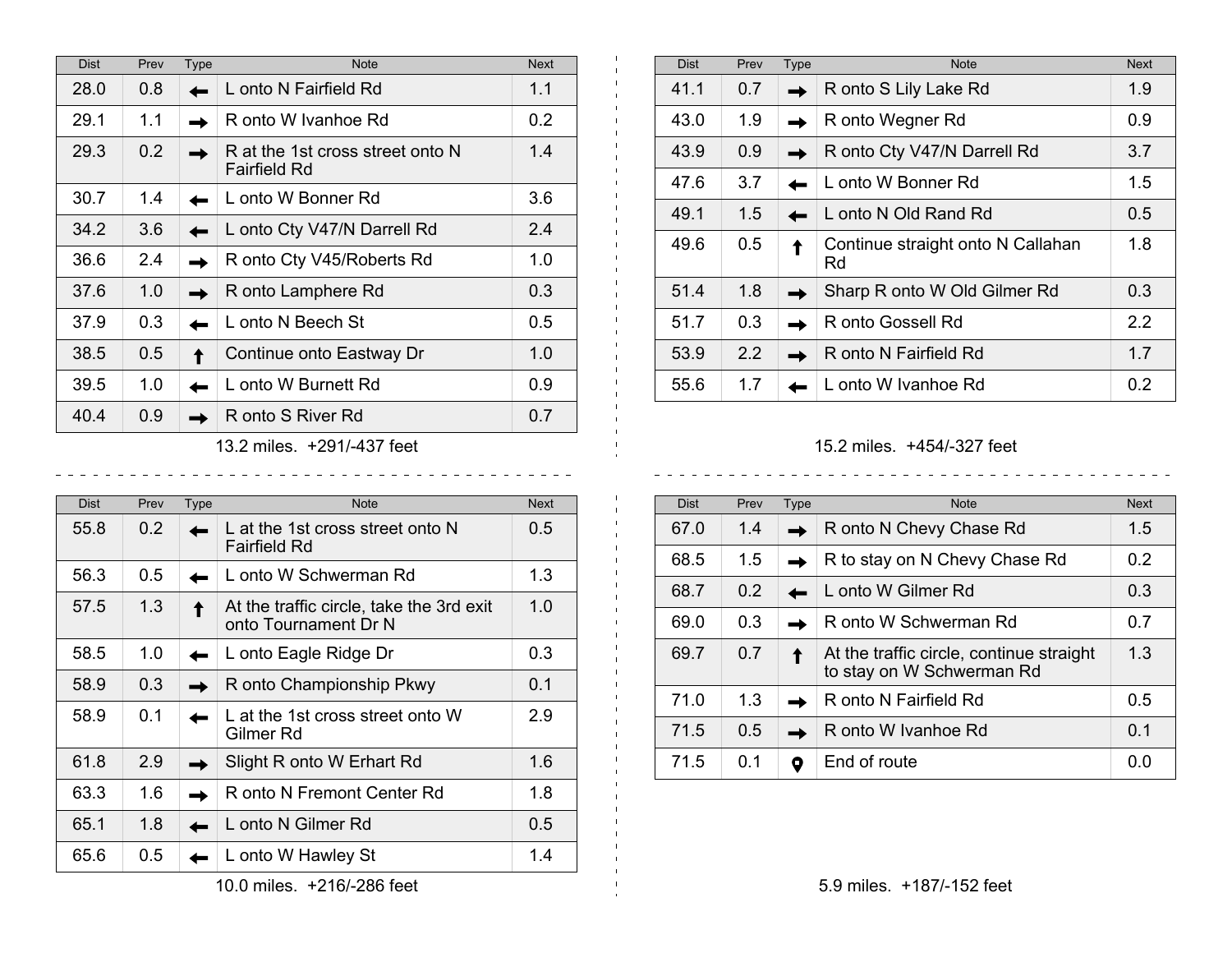| Dist | Prev | Type | Note | Next |
| --- | --- | --- | --- | --- |
| 28.0 | 0.8 | ← | L onto N Fairfield Rd | 1.1 |
| 29.1 | 1.1 | → | R onto W Ivanhoe Rd | 0.2 |
| 29.3 | 0.2 | → | R at the 1st cross street onto N Fairfield Rd | 1.4 |
| 30.7 | 1.4 | ← | L onto W Bonner Rd | 3.6 |
| 34.2 | 3.6 | ← | L onto Cty V47/N Darrell Rd | 2.4 |
| 36.6 | 2.4 | → | R onto Cty V45/Roberts Rd | 1.0 |
| 37.6 | 1.0 | → | R onto Lamphere Rd | 0.3 |
| 37.9 | 0.3 | ← | L onto N Beech St | 0.5 |
| 38.5 | 0.5 | ↑ | Continue onto Eastway Dr | 1.0 |
| 39.5 | 1.0 | ← | L onto W Burnett Rd | 0.9 |
| 40.4 | 0.9 | → | R onto S River Rd | 0.7 |

13.2 miles. +291/-437 feet

| Dist | Prev | Type | Note | Next |
| --- | --- | --- | --- | --- |
| 41.1 | 0.7 | → | R onto S Lily Lake Rd | 1.9 |
| 43.0 | 1.9 | → | R onto Wegner Rd | 0.9 |
| 43.9 | 0.9 | → | R onto Cty V47/N Darrell Rd | 3.7 |
| 47.6 | 3.7 | ← | L onto W Bonner Rd | 1.5 |
| 49.1 | 1.5 | ← | L onto N Old Rand Rd | 0.5 |
| 49.6 | 0.5 | ↑ | Continue straight onto N Callahan Rd | 1.8 |
| 51.4 | 1.8 | → | Sharp R onto W Old Gilmer Rd | 0.3 |
| 51.7 | 0.3 | → | R onto Gossell Rd | 2.2 |
| 53.9 | 2.2 | → | R onto N Fairfield Rd | 1.7 |
| 55.6 | 1.7 | ← | L onto W Ivanhoe Rd | 0.2 |

15.2 miles. +454/-327 feet

| Dist | Prev | Type | Note | Next |
| --- | --- | --- | --- | --- |
| 55.8 | 0.2 | ← | L at the 1st cross street onto N Fairfield Rd | 0.5 |
| 56.3 | 0.5 | ← | L onto W Schwerman Rd | 1.3 |
| 57.5 | 1.3 | ↑ | At the traffic circle, take the 3rd exit onto Tournament Dr N | 1.0 |
| 58.5 | 1.0 | ← | L onto Eagle Ridge Dr | 0.3 |
| 58.9 | 0.3 | → | R onto Championship Pkwy | 0.1 |
| 58.9 | 0.1 | ← | L at the 1st cross street onto W Gilmer Rd | 2.9 |
| 61.8 | 2.9 | → | Slight R onto W Erhart Rd | 1.6 |
| 63.3 | 1.6 | → | R onto N Fremont Center Rd | 1.8 |
| 65.1 | 1.8 | ← | L onto N Gilmer Rd | 0.5 |
| 65.6 | 0.5 | ← | L onto W Hawley St | 1.4 |

10.0 miles. +216/-286 feet

| Dist | Prev | Type | Note | Next |
| --- | --- | --- | --- | --- |
| 67.0 | 1.4 | → | R onto N Chevy Chase Rd | 1.5 |
| 68.5 | 1.5 | → | R to stay on N Chevy Chase Rd | 0.2 |
| 68.7 | 0.2 | ← | L onto W Gilmer Rd | 0.3 |
| 69.0 | 0.3 | → | R onto W Schwerman Rd | 0.7 |
| 69.7 | 0.7 | ↑ | At the traffic circle, continue straight to stay on W Schwerman Rd | 1.3 |
| 71.0 | 1.3 | → | R onto N Fairfield Rd | 0.5 |
| 71.5 | 0.5 | → | R onto W Ivanhoe Rd | 0.1 |
| 71.5 | 0.1 | ⚲ | End of route | 0.0 |

5.9 miles. +187/-152 feet